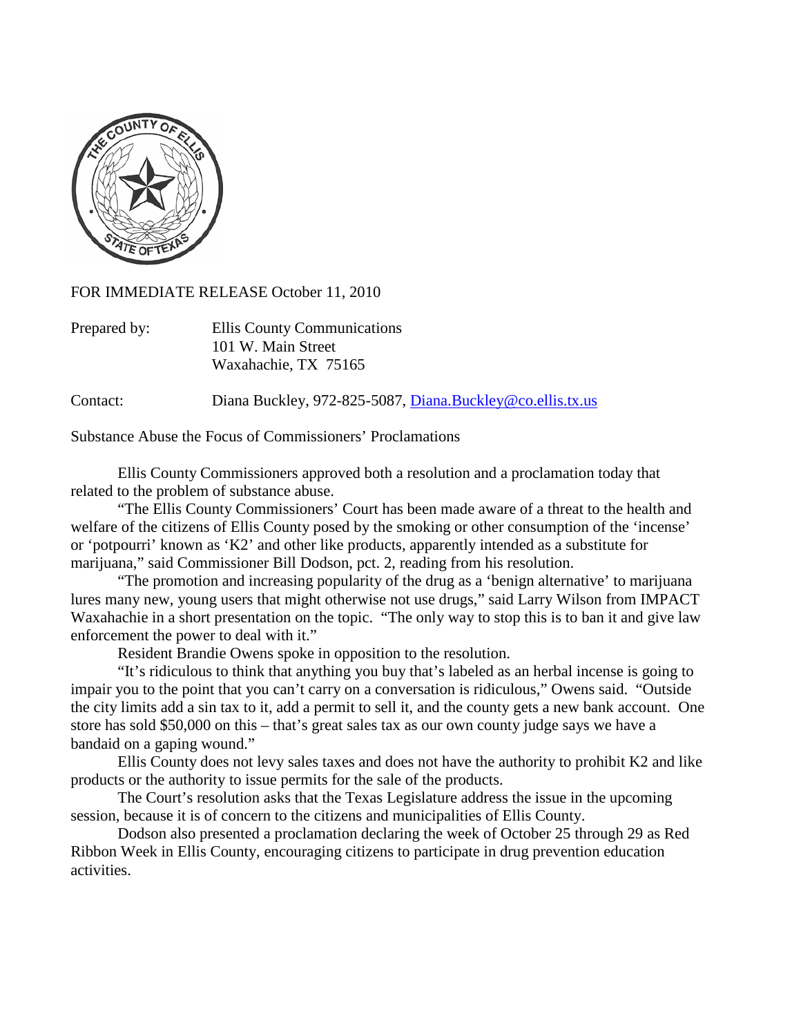FOR IMMEDIATE RELEASE October 11, 2010

Prepared by: Ellis County Communications
101 W. Main Street
Waxahachie, TX 75165

Contact: Diana Buckley, 972-825-5087, Diana.Buckley@co.ellis.tx.us

Substance Abuse the Focus of Commissioners' Proclamations

Ellis County Commissioners approved both a resolution and a proclamation today that related to the problem of substance abuse.

"The Ellis County Commissioners' Court has been made aware of a threat to the health and welfare of the citizens of Ellis County posed by the smoking or other consumption of the 'incense' or 'potpourri' known as 'K2' and other like products, apparently intended as a substitute for marijuana," said Commissioner Bill Dodson, pct. 2, reading from his resolution.

"The promotion and increasing popularity of the drug as a 'benign alternative' to marijuana lures many new, young users that might otherwise not use drugs," said Larry Wilson from IMPACT Waxahachie in a short presentation on the topic. "The only way to stop this is to ban it and give law enforcement the power to deal with it."

Resident Brandie Owens spoke in opposition to the resolution.

"It's ridiculous to think that anything you buy that's labeled as an herbal incense is going to impair you to the point that you can't carry on a conversation is ridiculous," Owens said. "Outside the city limits add a sin tax to it, add a permit to sell it, and the county gets a new bank account. One store has sold $50,000 on this – that's great sales tax as our own county judge says we have a bandaid on a gaping wound."

Ellis County does not levy sales taxes and does not have the authority to prohibit K2 and like products or the authority to issue permits for the sale of the products.

The Court's resolution asks that the Texas Legislature address the issue in the upcoming session, because it is of concern to the citizens and municipalities of Ellis County.

Dodson also presented a proclamation declaring the week of October 25 through 29 as Red Ribbon Week in Ellis County, encouraging citizens to participate in drug prevention education activities.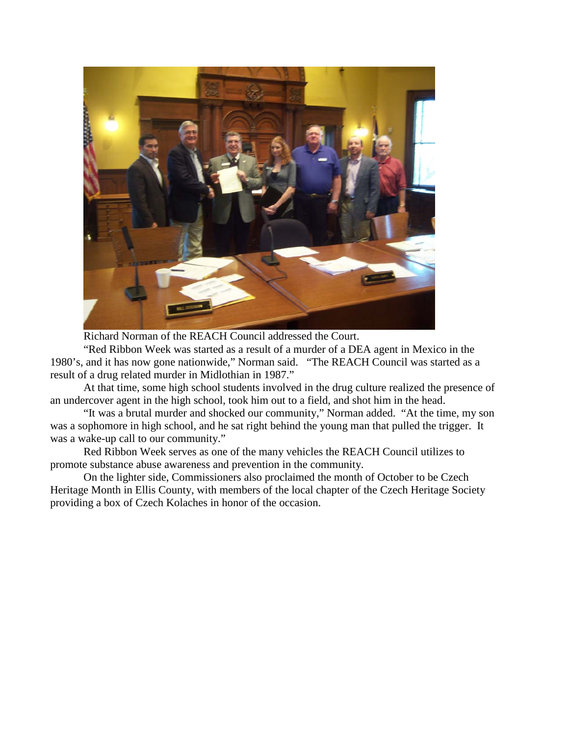Richard Norman of the REACH Council addressed the Court.

"Red Ribbon Week was started as a result of a murder of a DEA agent in Mexico in the 1980's, and it has now gone nationwide," Norman said. "The REACH Council was started as a result of a drug related murder in Midlothian in 1987."

At that time, some high school students involved in the drug culture realized the presence of an undercover agent in the high school, took him out to a field, and shot him in the head.

"It was a brutal murder and shocked our community," Norman added. "At the time, my son was a sophomore in high school, and he sat right behind the young man that pulled the trigger. It was a wake-up call to our community."

Red Ribbon Week serves as one of the many vehicles the REACH Council utilizes to promote substance abuse awareness and prevention in the community.

On the lighter side, Commissioners also proclaimed the month of October to be Czech Heritage Month in Ellis County, with members of the local chapter of the Czech Heritage Society providing a box of Czech Kolaches in honor of the occasion.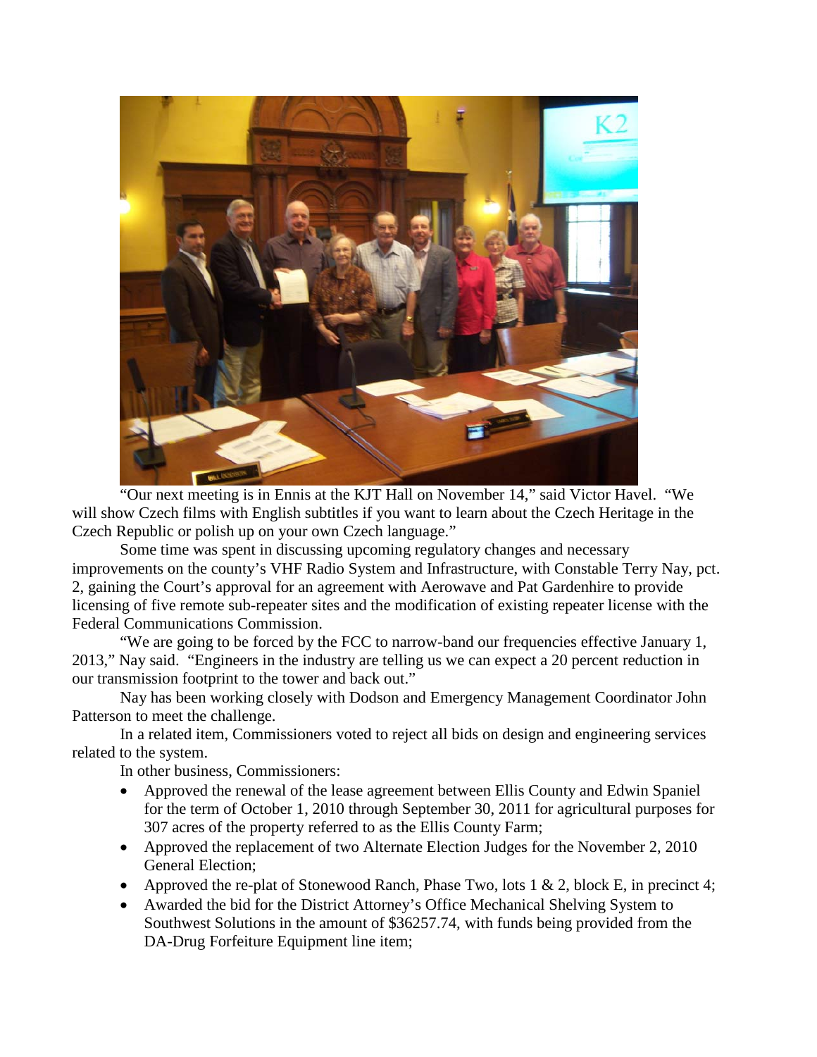"Our next meeting is in Ennis at the KJT Hall on November 14," said Victor Havel. "We will show Czech films with English subtitles if you want to learn about the Czech Heritage in the Czech Republic or polish up on your own Czech language."

Some time was spent in discussing upcoming regulatory changes and necessary improvements on the county's VHF Radio System and Infrastructure, with Constable Terry Nay, pct. 2, gaining the Court's approval for an agreement with Aerowave and Pat Gardenhire to provide licensing of five remote sub-repeater sites and the modification of existing repeater license with the Federal Communications Commission.

"We are going to be forced by the FCC to narrow-band our frequencies effective January 1, 2013," Nay said. "Engineers in the industry are telling us we can expect a 20 percent reduction in our transmission footprint to the tower and back out."

Nay has been working closely with Dodson and Emergency Management Coordinator John Patterson to meet the challenge.

In a related item, Commissioners voted to reject all bids on design and engineering services related to the system.

In other business, Commissioners:

- Approved the renewal of the lease agreement between Ellis County and Edwin Spaniel for the term of October 1, 2010 through September 30, 2011 for agricultural purposes for 307 acres of the property referred to as the Ellis County Farm;
- Approved the replacement of two Alternate Election Judges for the November 2, 2010 General Election;
- Approved the re-plat of Stonewood Ranch, Phase Two, lots 1 & 2, block E, in precinct 4;
- Awarded the bid for the District Attorney's Office Mechanical Shelving System to Southwest Solutions in the amount of $36257.74, with funds being provided from the DA-Drug Forfeiture Equipment line item;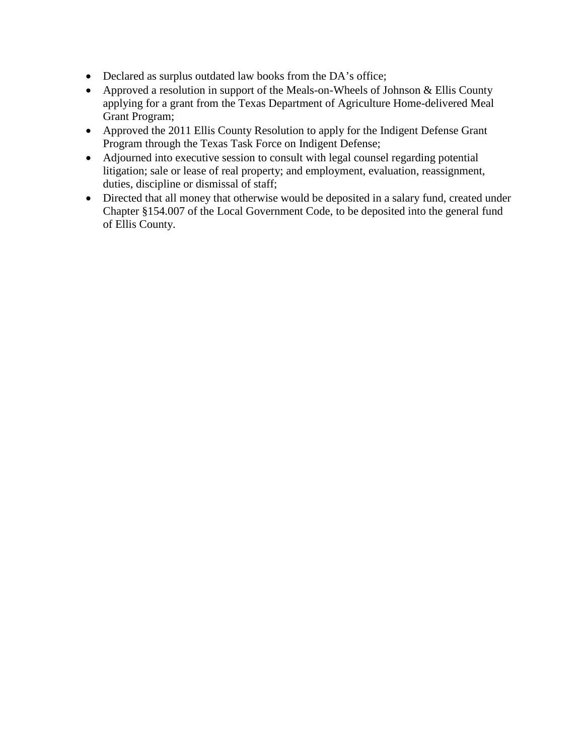- Declared as surplus outdated law books from the DA's office;
- Approved a resolution in support of the Meals-on-Wheels of Johnson & Ellis County applying for a grant from the Texas Department of Agriculture Home-delivered Meal Grant Program;
- Approved the 2011 Ellis County Resolution to apply for the Indigent Defense Grant Program through the Texas Task Force on Indigent Defense;
- Adjourned into executive session to consult with legal counsel regarding potential litigation; sale or lease of real property; and employment, evaluation, reassignment, duties, discipline or dismissal of staff;
- Directed that all money that otherwise would be deposited in a salary fund, created under Chapter §154.007 of the Local Government Code, to be deposited into the general fund of Ellis County.